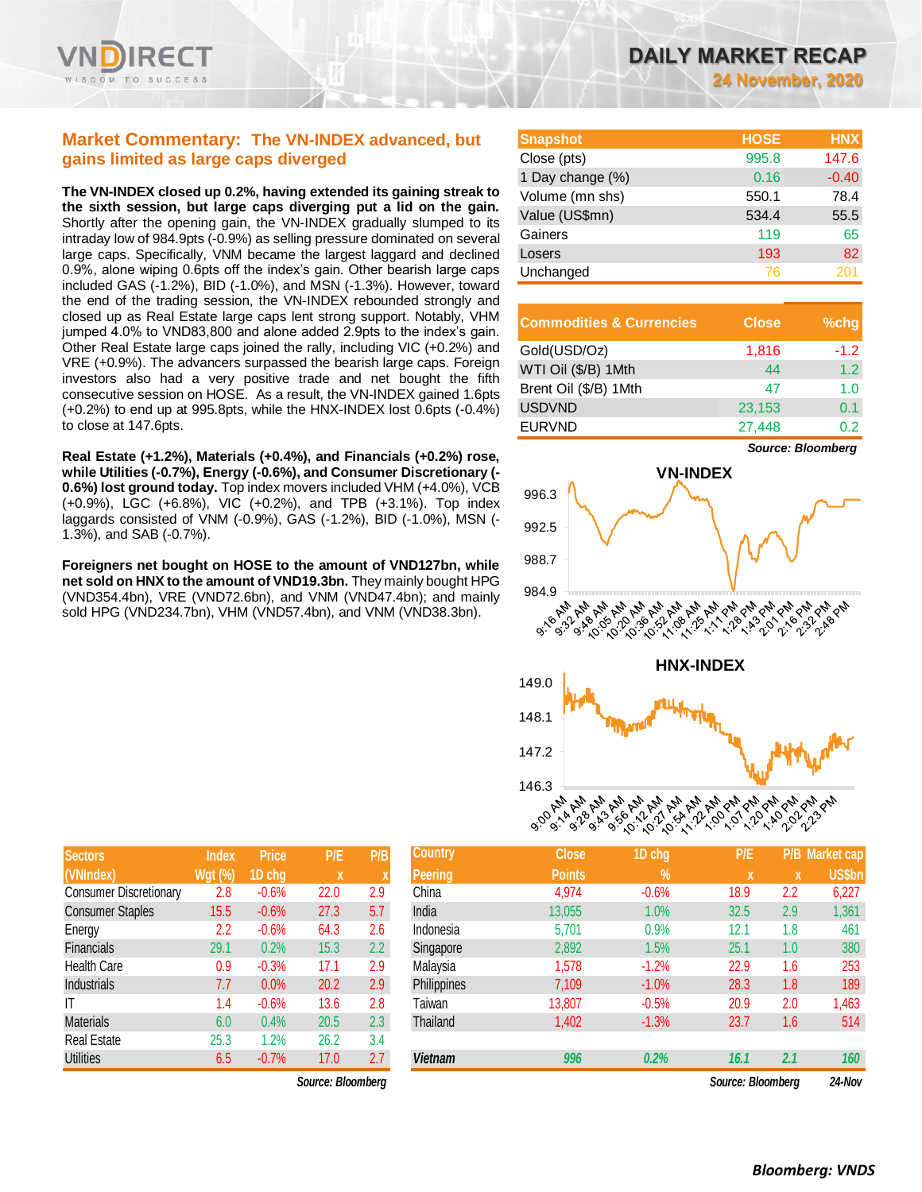# DAILY MARKET RECAP

**24 November, 2020**

## Market Commentary: The VN-INDEX advanced, but gains limited as large caps diverged

**The VN-INDEX closed up 0.2%, having extended its gaining streak to the sixth session, but large caps diverging put a lid on the gain.** Shortly after the opening gain, the VN-INDEX gradually slumped to its intraday low of 984.9pts (-0.9%) as selling pressure dominated on several large caps. Specifically, VNM became the largest laggard and declined 0.9%, alone wiping 0.6pts off the index's gain. Other bearish large caps included GAS (-1.2%), BID (-1.0%), and MSN (-1.3%). However, toward the end of the trading session, the VN-INDEX rebounded strongly and closed up as Real Estate large caps lent strong support. Notably, VHM jumped 4.0% to VND83,800 and alone added 2.9pts to the index's gain. Other Real Estate large caps joined the rally, including VIC (+0.2%) and VRE (+0.9%). The advancers surpassed the bearish large caps. Foreign investors also had a very positive trade and net bought the fifth consecutive session on HOSE. As a result, the VN-INDEX gained 1.6pts (+0.2%) to end up at 995.8pts, while the HNX-INDEX lost 0.6pts (-0.4%) to close at 147.6pts.

**Real Estate (+1.2%), Materials (+0.4%), and Financials (+0.2%) rose, while Utilities (-0.7%), Energy (-0.6%), and Consumer Discretionary (-0.6%) lost ground today.** Top index movers included VHM (+4.0%), VCB (+0.9%), LGC (+6.8%), VIC (+0.2%), and TPB (+3.1%). Top index laggards consisted of VNM (-0.9%), GAS (-1.2%), BID (-1.0%), MSN (-1.3%), and SAB (-0.7%).

**Foreigners net bought on HOSE to the amount of VND127bn, while net sold on HNX to the amount of VND19.3bn.** They mainly bought HPG (VND354.4bn), VRE (VND72.6bn), and VNM (VND47.4bn); and mainly sold HPG (VND234.7bn), VHM (VND57.4bn), and VNM (VND38.3bn).

| Snapshot | HOSE | HNX |
|---|---|---|
| Close (pts) | 995.8 | 147.6 |
| 1 Day change (%) | 0.16 | -0.40 |
| Volume (mn shs) | 550.1 | 78.4 |
| Value (US$mn) | 534.4 | 55.5 |
| Gainers | 119 | 65 |
| Losers | 193 | 82 |
| Unchanged | 76 | 201 |

| Commodities & Currencies | Close | %chg |
|---|---|---|
| Gold(USD/Oz) | 1,816 | -1.2 |
| WTI Oil ($/B) 1Mth | 44 | 1.2 |
| Brent Oil ($/B) 1Mth | 47 | 1.0 |
| USDVND | 23,153 | 0.1 |
| EURVND | 27,448 | 0.2 |

Source: Bloomberg

| Sectors (VNIndex) | Index Wgt (%) | Price 1D chg | P/E x | P/B x |
|---|---|---|---|---|
| Consumer Discretionary | 2.8 | -0.6% | 22.0 | 2.9 |
| Consumer Staples | 15.5 | -0.6% | 27.3 | 5.7 |
| Energy | 2.2 | -0.6% | 64.3 | 2.6 |
| Financials | 29.1 | 0.2% | 15.3 | 2.2 |
| Health Care | 0.9 | -0.3% | 17.1 | 2.9 |
| Industrials | 7.7 | 0.0% | 20.2 | 2.9 |
| IT | 1.4 | -0.6% | 13.6 | 2.8 |
| Materials | 6.0 | 0.4% | 20.5 | 2.3 |
| Real Estate | 25.3 | 1.2% | 26.2 | 3.4 |
| Utilities | 6.5 | -0.7% | 17.0 | 2.7 |

Source: Bloomberg

| Country Peering | Close Points | 1D chg % | P/E x | P/B x | Market cap US$bn |
|---|---|---|---|---|---|
| China | 4,974 | -0.6% | 18.9 | 2.2 | 6,227 |
| India | 13,055 | 1.0% | 32.5 | 2.9 | 1,361 |
| Indonesia | 5,701 | 0.9% | 12.1 | 1.8 | 461 |
| Singapore | 2,892 | 1.5% | 25.1 | 1.0 | 380 |
| Malaysia | 1,578 | -1.2% | 22.9 | 1.6 | 253 |
| Philippines | 7,109 | -1.0% | 28.3 | 1.8 | 189 |
| Taiwan | 13,807 | -0.5% | 20.9 | 2.0 | 1,463 |
| Thailand | 1,402 | -1.3% | 23.7 | 1.6 | 514 |
| *Vietnam* | *996* | *0.2%* | *16.1* | *2.1* | *160* |

Source: Bloomberg 24-Nov

**Bloomberg: VNDS**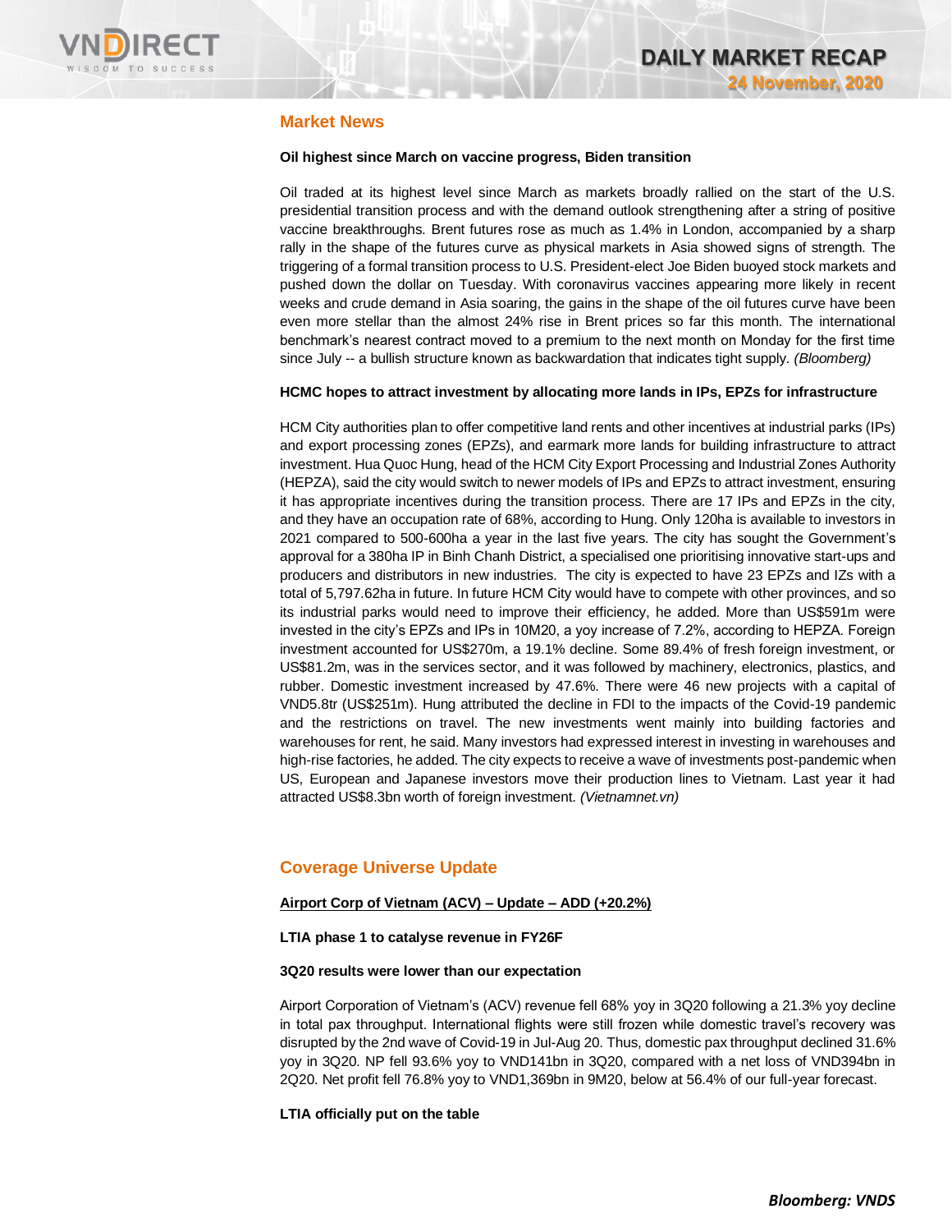## Market News

**Oil highest since March on vaccine progress, Biden transition**

Oil traded at its highest level since March as markets broadly rallied on the start of the U.S. presidential transition process and with the demand outlook strengthening after a string of positive vaccine breakthroughs. Brent futures rose as much as 1.4% in London, accompanied by a sharp rally in the shape of the futures curve as physical markets in Asia showed signs of strength. The triggering of a formal transition process to U.S. President-elect Joe Biden buoyed stock markets and pushed down the dollar on Tuesday. With coronavirus vaccines appearing more likely in recent weeks and crude demand in Asia soaring, the gains in the shape of the oil futures curve have been even more stellar than the almost 24% rise in Brent prices so far this month. The international benchmark's nearest contract moved to a premium to the next month on Monday for the first time since July -- a bullish structure known as backwardation that indicates tight supply. *(Bloomberg)*

**HCMC hopes to attract investment by allocating more lands in IPs, EPZs for infrastructure**

HCM City authorities plan to offer competitive land rents and other incentives at industrial parks (IPs) and export processing zones (EPZs), and earmark more lands for building infrastructure to attract investment. Hua Quoc Hung, head of the HCM City Export Processing and Industrial Zones Authority (HEPZA), said the city would switch to newer models of IPs and EPZs to attract investment, ensuring it has appropriate incentives during the transition process. There are 17 IPs and EPZs in the city, and they have an occupation rate of 68%, according to Hung. Only 120ha is available to investors in 2021 compared to 500-600ha a year in the last five years. The city has sought the Government's approval for a 380ha IP in Binh Chanh District, a specialised one prioritising innovative start-ups and producers and distributors in new industries. The city is expected to have 23 EPZs and IZs with a total of 5,797.62ha in future. In future HCM City would have to compete with other provinces, and so its industrial parks would need to improve their efficiency, he added. More than US$591m were invested in the city's EPZs and IPs in 10M20, a yoy increase of 7.2%, according to HEPZA. Foreign investment accounted for US$270m, a 19.1% decline. Some 89.4% of fresh foreign investment, or US$81.2m, was in the services sector, and it was followed by machinery, electronics, plastics, and rubber. Domestic investment increased by 47.6%. There were 46 new projects with a capital of VND5.8tr (US$251m). Hung attributed the decline in FDI to the impacts of the Covid-19 pandemic and the restrictions on travel. The new investments went mainly into building factories and warehouses for rent, he said. Many investors had expressed interest in investing in warehouses and high-rise factories, he added. The city expects to receive a wave of investments post-pandemic when US, European and Japanese investors move their production lines to Vietnam. Last year it had attracted US$8.3bn worth of foreign investment. *(Vietnamnet.vn)*

## Coverage Universe Update

**Airport Corp of Vietnam (ACV) – Update – ADD (+20.2%)**

**LTIA phase 1 to catalyse revenue in FY26F**

**3Q20 results were lower than our expectation**

Airport Corporation of Vietnam's (ACV) revenue fell 68% yoy in 3Q20 following a 21.3% yoy decline in total pax throughput. International flights were still frozen while domestic travel's recovery was disrupted by the 2nd wave of Covid-19 in Jul-Aug 20. Thus, domestic pax throughput declined 31.6% yoy in 3Q20. NP fell 93.6% yoy to VND141bn in 3Q20, compared with a net loss of VND394bn in 2Q20. Net profit fell 76.8% yoy to VND1,369bn in 9M20, below at 56.4% of our full-year forecast.

**LTIA officially put on the table**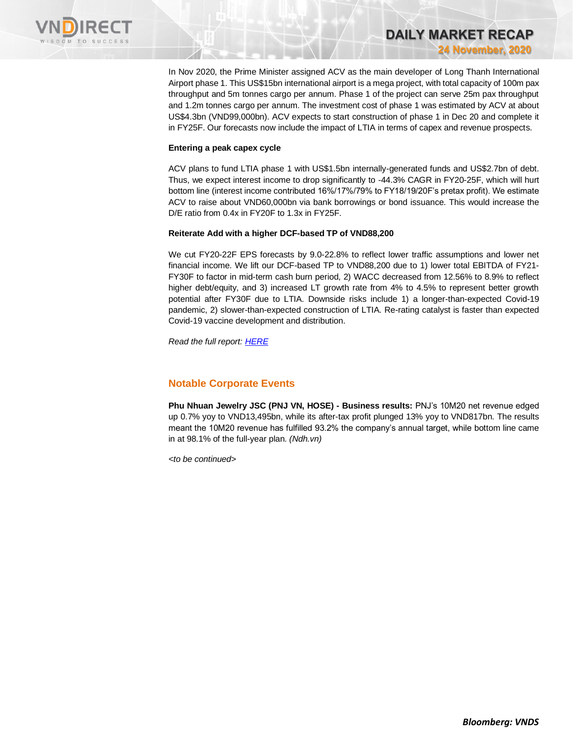In Nov 2020, the Prime Minister assigned ACV as the main developer of Long Thanh International Airport phase 1. This US$15bn international airport is a mega project, with total capacity of 100m pax throughput and 5m tonnes cargo per annum. Phase 1 of the project can serve 25m pax throughput and 1.2m tonnes cargo per annum. The investment cost of phase 1 was estimated by ACV at about US$4.3bn (VND99,000bn). ACV expects to start construction of phase 1 in Dec 20 and complete it in FY25F. Our forecasts now include the impact of LTIA in terms of capex and revenue prospects.

**Entering a peak capex cycle**

ACV plans to fund LTIA phase 1 with US$1.5bn internally-generated funds and US$2.7bn of debt. Thus, we expect interest income to drop significantly to -44.3% CAGR in FY20-25F, which will hurt bottom line (interest income contributed 16%/17%/79% to FY18/19/20F's pretax profit). We estimate ACV to raise about VND60,000bn via bank borrowings or bond issuance. This would increase the D/E ratio from 0.4x in FY20F to 1.3x in FY25F.

**Reiterate Add with a higher DCF-based TP of VND88,200**

We cut FY20-22F EPS forecasts by 9.0-22.8% to reflect lower traffic assumptions and lower net financial income. We lift our DCF-based TP to VND88,200 due to 1) lower total EBITDA of FY21-FY30F to factor in mid-term cash burn period, 2) WACC decreased from 12.56% to 8.9% to reflect higher debt/equity, and 3) increased LT growth rate from 4% to 4.5% to represent better growth potential after FY30F due to LTIA. Downside risks include 1) a longer-than-expected Covid-19 pandemic, 2) slower-than-expected construction of LTIA. Re-rating catalyst is faster than expected Covid-19 vaccine development and distribution.

*Read the full report: HERE*

## Notable Corporate Events

**Phu Nhuan Jewelry JSC (PNJ VN, HOSE) - Business results:** PNJ's 10M20 net revenue edged up 0.7% yoy to VND13,495bn, while its after-tax profit plunged 13% yoy to VND817bn. The results meant the 10M20 revenue has fulfilled 93.2% the company's annual target, while bottom line came in at 98.1% of the full-year plan. *(Ndh.vn)*

*<to be continued>*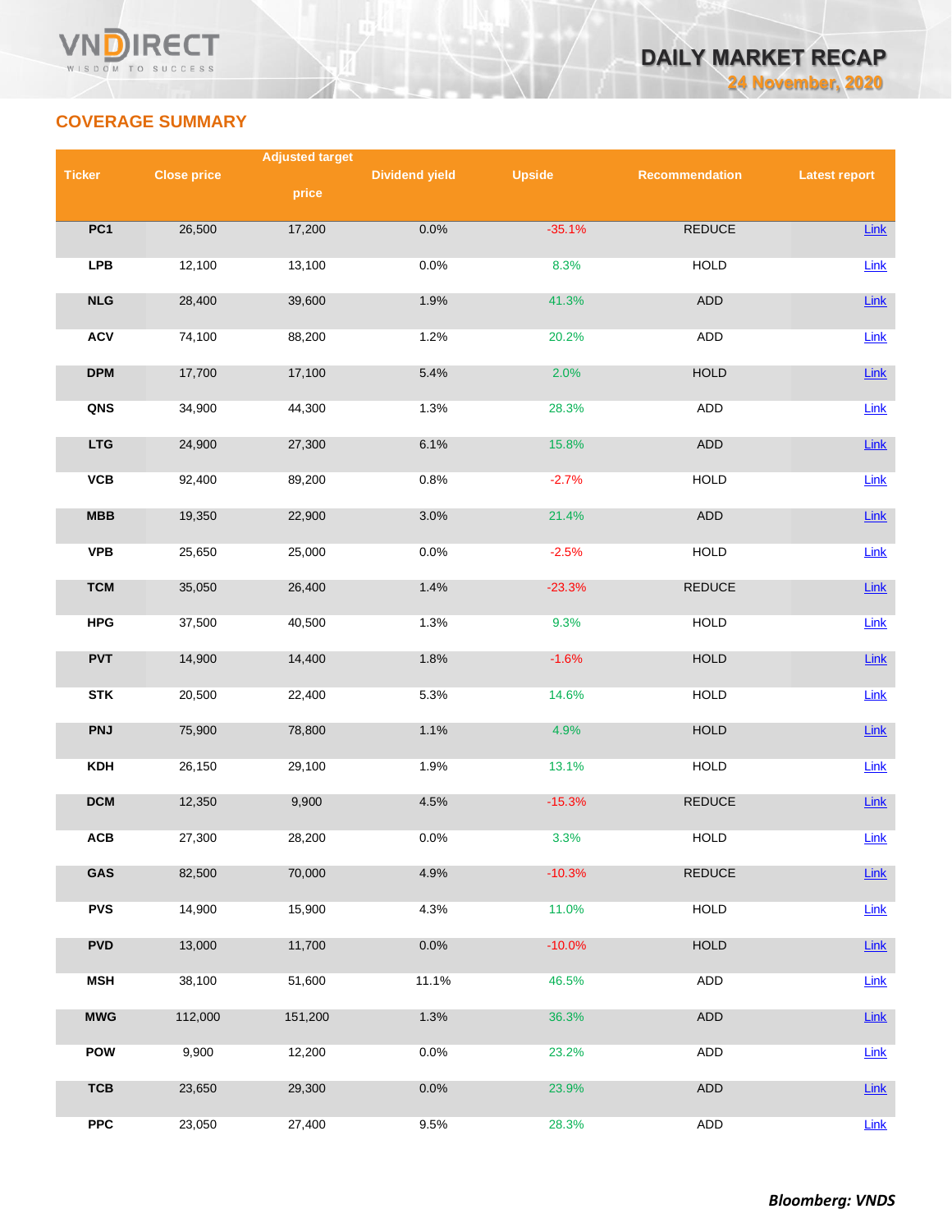## COVERAGE SUMMARY

| Ticker | Close price | Adjusted target price | Dividend yield | Upside | Recommendation | Latest report |
|---|---|---|---|---|---|---|
| PC1 | 26,500 | 17,200 | 0.0% | -35.1% | REDUCE | Link |
| LPB | 12,100 | 13,100 | 0.0% | 8.3% | HOLD | Link |
| NLG | 28,400 | 39,600 | 1.9% | 41.3% | ADD | Link |
| ACV | 74,100 | 88,200 | 1.2% | 20.2% | ADD | Link |
| DPM | 17,700 | 17,100 | 5.4% | 2.0% | HOLD | Link |
| QNS | 34,900 | 44,300 | 1.3% | 28.3% | ADD | Link |
| LTG | 24,900 | 27,300 | 6.1% | 15.8% | ADD | Link |
| VCB | 92,400 | 89,200 | 0.8% | -2.7% | HOLD | Link |
| MBB | 19,350 | 22,900 | 3.0% | 21.4% | ADD | Link |
| VPB | 25,650 | 25,000 | 0.0% | -2.5% | HOLD | Link |
| TCM | 35,050 | 26,400 | 1.4% | -23.3% | REDUCE | Link |
| HPG | 37,500 | 40,500 | 1.3% | 9.3% | HOLD | Link |
| PVT | 14,900 | 14,400 | 1.8% | -1.6% | HOLD | Link |
| STK | 20,500 | 22,400 | 5.3% | 14.6% | HOLD | Link |
| PNJ | 75,900 | 78,800 | 1.1% | 4.9% | HOLD | Link |
| KDH | 26,150 | 29,100 | 1.9% | 13.1% | HOLD | Link |
| DCM | 12,350 | 9,900 | 4.5% | -15.3% | REDUCE | Link |
| ACB | 27,300 | 28,200 | 0.0% | 3.3% | HOLD | Link |
| GAS | 82,500 | 70,000 | 4.9% | -10.3% | REDUCE | Link |
| PVS | 14,900 | 15,900 | 4.3% | 11.0% | HOLD | Link |
| PVD | 13,000 | 11,700 | 0.0% | -10.0% | HOLD | Link |
| MSH | 38,100 | 51,600 | 11.1% | 46.5% | ADD | Link |
| MWG | 112,000 | 151,200 | 1.3% | 36.3% | ADD | Link |
| POW | 9,900 | 12,200 | 0.0% | 23.2% | ADD | Link |
| TCB | 23,650 | 29,300 | 0.0% | 23.9% | ADD | Link |
| PPC | 23,050 | 27,400 | 9.5% | 28.3% | ADD | Link |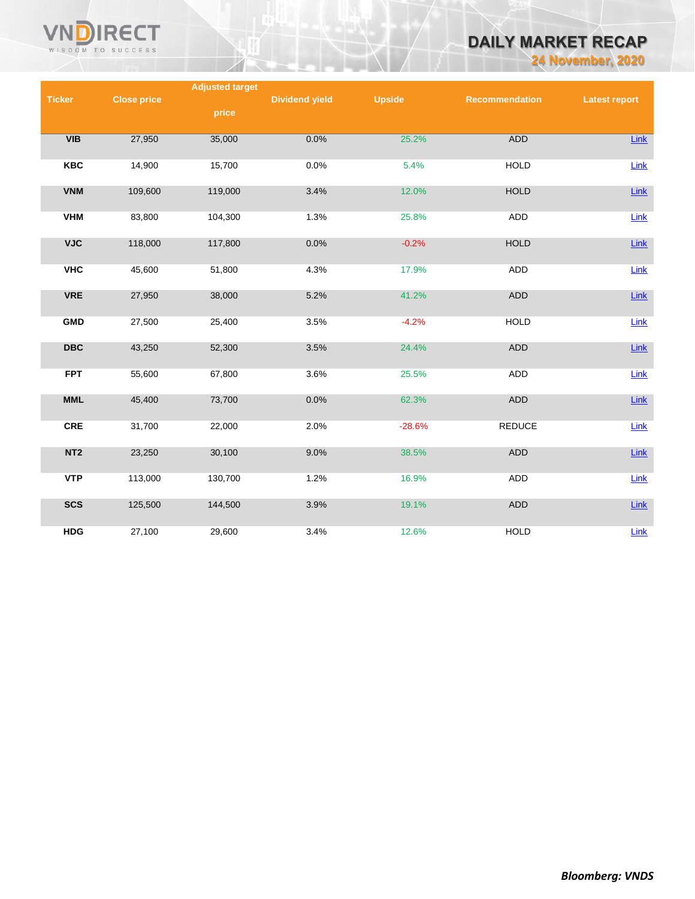| Ticker | Close price | Adjusted target price | Dividend yield | Upside | Recommendation | Latest report |
|---|---|---|---|---|---|---|
| VIB | 27,950 | 35,000 | 0.0% | 25.2% | ADD | Link |
| KBC | 14,900 | 15,700 | 0.0% | 5.4% | HOLD | Link |
| VNM | 109,600 | 119,000 | 3.4% | 12.0% | HOLD | Link |
| VHM | 83,800 | 104,300 | 1.3% | 25.8% | ADD | Link |
| VJC | 118,000 | 117,800 | 0.0% | -0.2% | HOLD | Link |
| VHC | 45,600 | 51,800 | 4.3% | 17.9% | ADD | Link |
| VRE | 27,950 | 38,000 | 5.2% | 41.2% | ADD | Link |
| GMD | 27,500 | 25,400 | 3.5% | -4.2% | HOLD | Link |
| DBC | 43,250 | 52,300 | 3.5% | 24.4% | ADD | Link |
| FPT | 55,600 | 67,800 | 3.6% | 25.5% | ADD | Link |
| MML | 45,400 | 73,700 | 0.0% | 62.3% | ADD | Link |
| CRE | 31,700 | 22,000 | 2.0% | -28.6% | REDUCE | Link |
| NT2 | 23,250 | 30,100 | 9.0% | 38.5% | ADD | Link |
| VTP | 113,000 | 130,700 | 1.2% | 16.9% | ADD | Link |
| SCS | 125,500 | 144,500 | 3.9% | 19.1% | ADD | Link |
| HDG | 27,100 | 29,600 | 3.4% | 12.6% | HOLD | Link |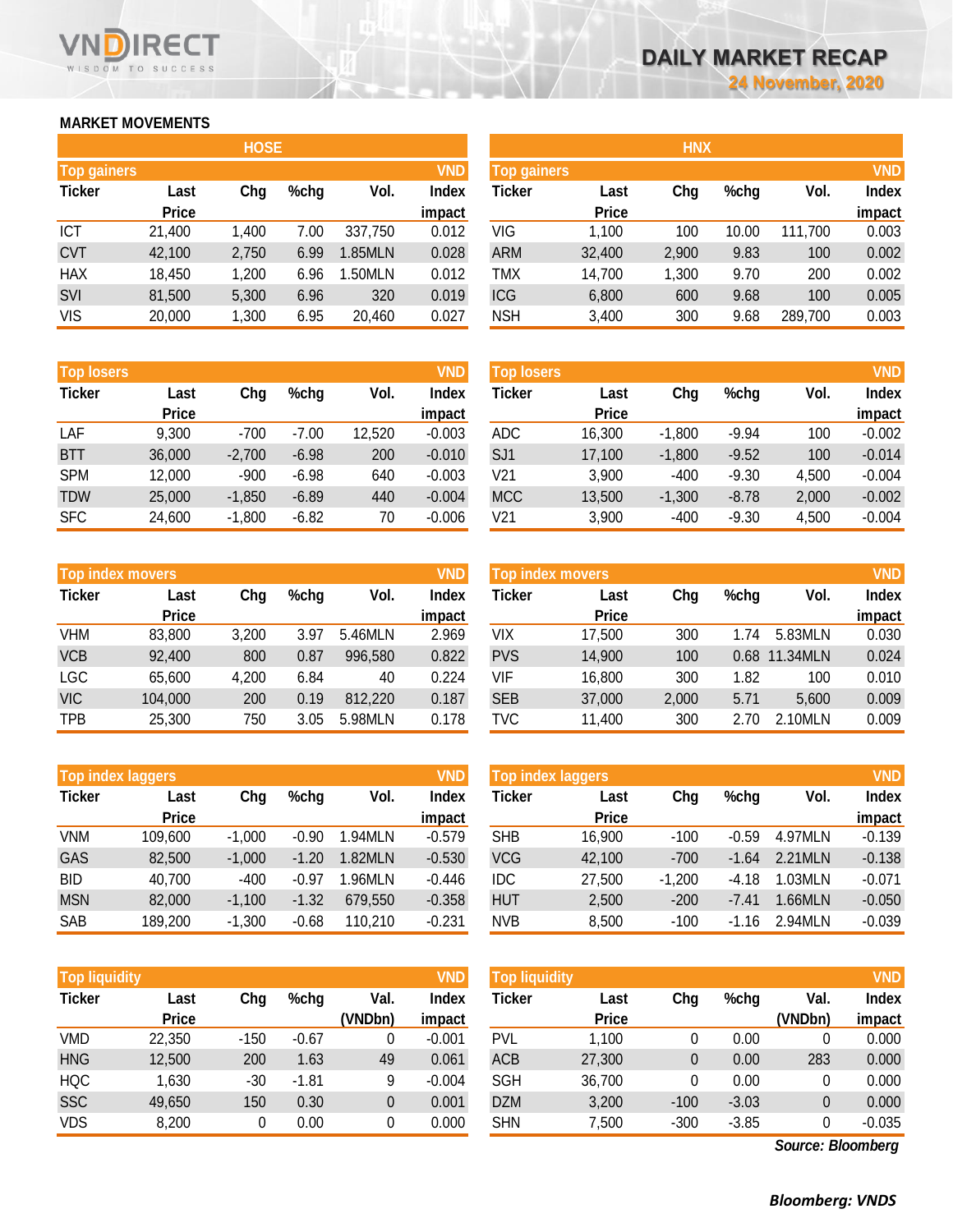# DAILY MARKET RECAP

**24 November, 2020**

## MARKET MOVEMENTS

### HOSE

**Top gainers** (VND)

| Ticker | Last Price | Chg | %chg | Vol. | Index impact |
|---|---|---|---|---|---|
| ICT | 21,400 | 1,400 | 7.00 | 337,750 | 0.012 |
| CVT | 42,100 | 2,750 | 6.99 | 1.85MLN | 0.028 |
| HAX | 18,450 | 1,200 | 6.96 | 1.50MLN | 0.012 |
| SVI | 81,500 | 5,300 | 6.96 | 320 | 0.019 |
| VIS | 20,000 | 1,300 | 6.95 | 20,460 | 0.027 |

**Top losers** (VND)

| Ticker | Last Price | Chg | %chg | Vol. | Index impact |
|---|---|---|---|---|---|
| LAF | 9,300 | -700 | -7.00 | 12,520 | -0.003 |
| BTT | 36,000 | -2,700 | -6.98 | 200 | -0.010 |
| SPM | 12,000 | -900 | -6.98 | 640 | -0.003 |
| TDW | 25,000 | -1,850 | -6.89 | 440 | -0.004 |
| SFC | 24,600 | -1,800 | -6.82 | 70 | -0.006 |

**Top index movers** (VND)

| Ticker | Last Price | Chg | %chg | Vol. | Index impact |
|---|---|---|---|---|---|
| VHM | 83,800 | 3,200 | 3.97 | 5.46MLN | 2.969 |
| VCB | 92,400 | 800 | 0.87 | 996,580 | 0.822 |
| LGC | 65,600 | 4,200 | 6.84 | 40 | 0.224 |
| VIC | 104,000 | 200 | 0.19 | 812,220 | 0.187 |
| TPB | 25,300 | 750 | 3.05 | 5.98MLN | 0.178 |

**Top index laggers** (VND)

| Ticker | Last Price | Chg | %chg | Vol. | Index impact |
|---|---|---|---|---|---|
| VNM | 109,600 | -1,000 | -0.90 | 1.94MLN | -0.579 |
| GAS | 82,500 | -1,000 | -1.20 | 1.82MLN | -0.530 |
| BID | 40,700 | -400 | -0.97 | 1.96MLN | -0.446 |
| MSN | 82,000 | -1,100 | -1.32 | 679,550 | -0.358 |
| SAB | 189,200 | -1,300 | -0.68 | 110,210 | -0.231 |

**Top liquidity** (VND)

| Ticker | Last Price | Chg | %chg | Val. (VNDbn) | Index impact |
|---|---|---|---|---|---|
| VMD | 22,350 | -150 | -0.67 | 0 | -0.001 |
| HNG | 12,500 | 200 | 1.63 | 49 | 0.061 |
| HQC | 1,630 | -30 | -1.81 | 9 | -0.004 |
| SSC | 49,650 | 150 | 0.30 | 0 | 0.001 |
| VDS | 8,200 | 0 | 0.00 | 0 | 0.000 |

### HNX

**Top gainers** (VND)

| Ticker | Last Price | Chg | %chg | Vol. | Index impact |
|---|---|---|---|---|---|
| VIG | 1,100 | 100 | 10.00 | 111,700 | 0.003 |
| ARM | 32,400 | 2,900 | 9.83 | 100 | 0.002 |
| TMX | 14,700 | 1,300 | 9.70 | 200 | 0.002 |
| ICG | 6,800 | 600 | 9.68 | 100 | 0.005 |
| NSH | 3,400 | 300 | 9.68 | 289,700 | 0.003 |

**Top losers** (VND)

| Ticker | Last Price | Chg | %chg | Vol. | Index impact |
|---|---|---|---|---|---|
| ADC | 16,300 | -1,800 | -9.94 | 100 | -0.002 |
| SJ1 | 17,100 | -1,800 | -9.52 | 100 | -0.014 |
| V21 | 3,900 | -400 | -9.30 | 4,500 | -0.004 |
| MCC | 13,500 | -1,300 | -8.78 | 2,000 | -0.002 |
| V21 | 3,900 | -400 | -9.30 | 4,500 | -0.004 |

**Top index movers** (VND)

| Ticker | Last Price | Chg | %chg | Vol. | Index impact |
|---|---|---|---|---|---|
| VIX | 17,500 | 300 | 1.74 | 5.83MLN | 0.030 |
| PVS | 14,900 | 100 | 0.68 | 11.34MLN | 0.024 |
| VIF | 16,800 | 300 | 1.82 | 100 | 0.010 |
| SEB | 37,000 | 2,000 | 5.71 | 5,600 | 0.009 |
| TVC | 11,400 | 300 | 2.70 | 2.10MLN | 0.009 |

**Top index laggers** (VND)

| Ticker | Last Price | Chg | %chg | Vol. | Index impact |
|---|---|---|---|---|---|
| SHB | 16,900 | -100 | -0.59 | 4.97MLN | -0.139 |
| VCG | 42,100 | -700 | -1.64 | 2.21MLN | -0.138 |
| IDC | 27,500 | -1,200 | -4.18 | 1.03MLN | -0.071 |
| HUT | 2,500 | -200 | -7.41 | 1.66MLN | -0.050 |
| NVB | 8,500 | -100 | -1.16 | 2.94MLN | -0.039 |

**Top liquidity** (VND)

| Ticker | Last Price | Chg | %chg | Val. (VNDbn) | Index impact |
|---|---|---|---|---|---|
| PVL | 1,100 | 0 | 0.00 | 0 | 0.000 |
| ACB | 27,300 | 0 | 0.00 | 283 | 0.000 |
| SGH | 36,700 | 0 | 0.00 | 0 | 0.000 |
| DZM | 3,200 | -100 | -3.03 | 0 | 0.000 |
| SHN | 7,500 | -300 | -3.85 | 0 | -0.035 |

*Source: Bloomberg*

***Bloomberg: VNDS***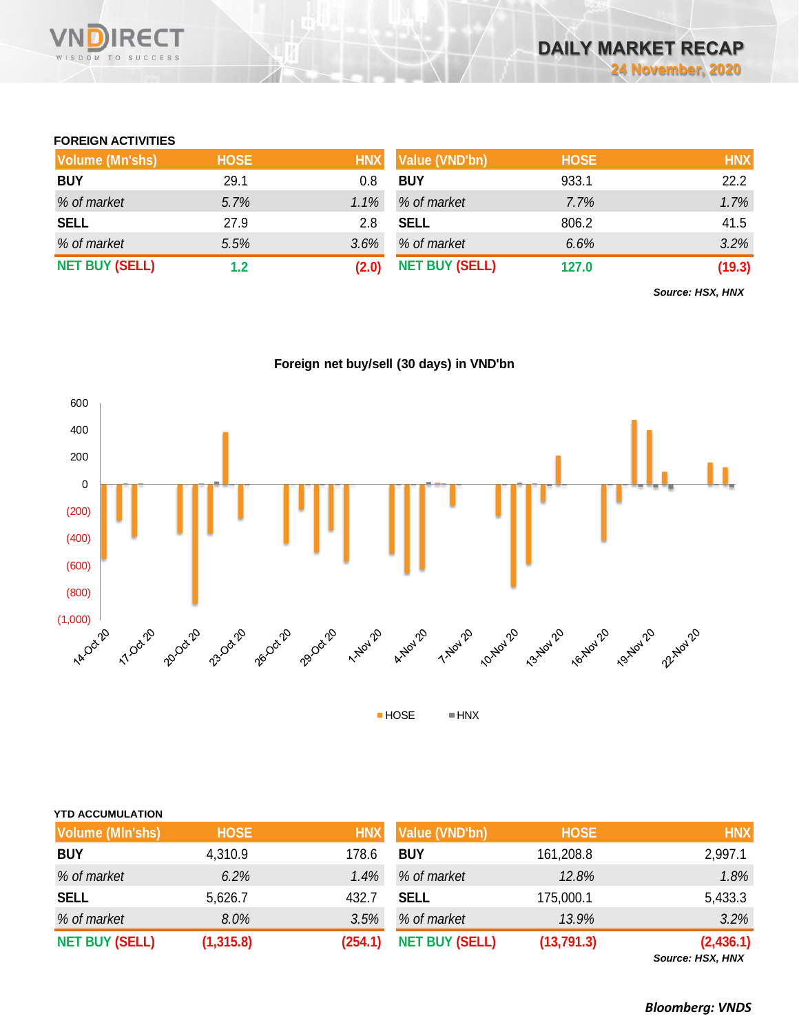## FOREIGN ACTIVITIES

| Volume (Mn'shs) | HOSE | HNX | Value (VND'bn) | HOSE | HNX |
|---|---|---|---|---|---|
| **BUY** | 29.1 | 0.8 | **BUY** | 933.1 | 22.2 |
| *% of market* | *5.7%* | *1.1%* | *% of market* | *7.7%* | *1.7%* |
| **SELL** | 27.9 | 2.8 | **SELL** | 806.2 | 41.5 |
| *% of market* | *5.5%* | *3.6%* | *% of market* | *6.6%* | *3.2%* |
| **NET BUY (SELL)** | **1.2** | **(2.0)** | **NET BUY (SELL)** | **127.0** | **(19.3)** |

***Source: HSX, HNX***

**Foreign net buy/sell (30 days) in VND'bn**

## YTD ACCUMULATION

| Volume (Mln'shs) | HOSE | HNX | Value (VND'bn) | HOSE | HNX |
|---|---|---|---|---|---|
| **BUY** | 4,310.9 | 178.6 | **BUY** | 161,208.8 | 2,997.1 |
| *% of market* | *6.2%* | *1.4%* | *% of market* | *12.8%* | *1.8%* |
| **SELL** | 5,626.7 | 432.7 | **SELL** | 175,000.1 | 5,433.3 |
| *% of market* | *8.0%* | *3.5%* | *% of market* | *13.9%* | *3.2%* |
| **NET BUY (SELL)** | **(1,315.8)** | **(254.1)** | **NET BUY (SELL)** | **(13,791.3)** | **(2,436.1)** |

***Source: HSX, HNX***

***Bloomberg: VNDS***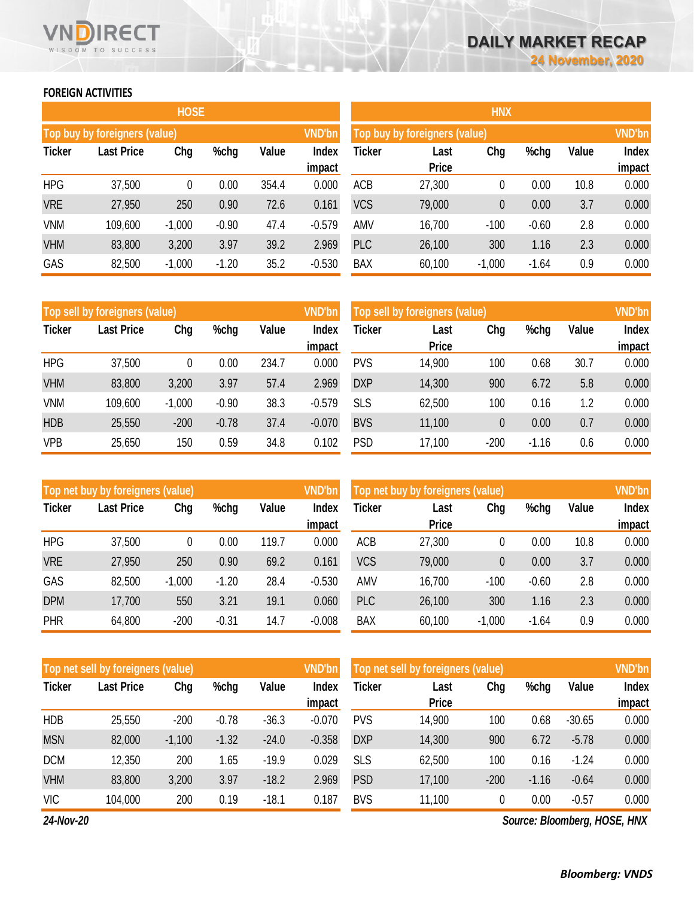DAILY MARKET RECAP
24 November, 2020

## FOREIGN ACTIVITIES

### HOSE

**Top buy by foreigners (value)** — VND'bn

| Ticker | Last Price | Chg | %chg | Value | Index impact |
|---|---|---|---|---|---|
| HPG | 37,500 | 0 | 0.00 | 354.4 | 0.000 |
| VRE | 27,950 | 250 | 0.90 | 72.6 | 0.161 |
| VNM | 109,600 | -1,000 | -0.90 | 47.4 | -0.579 |
| VHM | 83,800 | 3,200 | 3.97 | 39.2 | 2.969 |
| GAS | 82,500 | -1,000 | -1.20 | 35.2 | -0.530 |

**Top sell by foreigners (value)** — VND'bn

| Ticker | Last Price | Chg | %chg | Value | Index impact |
|---|---|---|---|---|---|
| HPG | 37,500 | 0 | 0.00 | 234.7 | 0.000 |
| VHM | 83,800 | 3,200 | 3.97 | 57.4 | 2.969 |
| VNM | 109,600 | -1,000 | -0.90 | 38.3 | -0.579 |
| HDB | 25,550 | -200 | -0.78 | 37.4 | -0.070 |
| VPB | 25,650 | 150 | 0.59 | 34.8 | 0.102 |

**Top net buy by foreigners (value)** — VND'bn

| Ticker | Last Price | Chg | %chg | Value | Index impact |
|---|---|---|---|---|---|
| HPG | 37,500 | 0 | 0.00 | 119.7 | 0.000 |
| VRE | 27,950 | 250 | 0.90 | 69.2 | 0.161 |
| GAS | 82,500 | -1,000 | -1.20 | 28.4 | -0.530 |
| DPM | 17,700 | 550 | 3.21 | 19.1 | 0.060 |
| PHR | 64,800 | -200 | -0.31 | 14.7 | -0.008 |

**Top net sell by foreigners (value)** — VND'bn

| Ticker | Last Price | Chg | %chg | Value | Index impact |
|---|---|---|---|---|---|
| HDB | 25,550 | -200 | -0.78 | -36.3 | -0.070 |
| MSN | 82,000 | -1,100 | -1.32 | -24.0 | -0.358 |
| DCM | 12,350 | 200 | 1.65 | -19.9 | 0.029 |
| VHM | 83,800 | 3,200 | 3.97 | -18.2 | 2.969 |
| VIC | 104,000 | 200 | 0.19 | -18.1 | 0.187 |

### HNX

**Top buy by foreigners (value)** — VND'bn

| Ticker | Last Price | Chg | %chg | Value | Index impact |
|---|---|---|---|---|---|
| ACB | 27,300 | 0 | 0.00 | 10.8 | 0.000 |
| VCS | 79,000 | 0 | 0.00 | 3.7 | 0.000 |
| AMV | 16,700 | -100 | -0.60 | 2.8 | 0.000 |
| PLC | 26,100 | 300 | 1.16 | 2.3 | 0.000 |
| BAX | 60,100 | -1,000 | -1.64 | 0.9 | 0.000 |

**Top sell by foreigners (value)** — VND'bn

| Ticker | Last Price | Chg | %chg | Value | Index impact |
|---|---|---|---|---|---|
| PVS | 14,900 | 100 | 0.68 | 30.7 | 0.000 |
| DXP | 14,300 | 900 | 6.72 | 5.8 | 0.000 |
| SLS | 62,500 | 100 | 0.16 | 1.2 | 0.000 |
| BVS | 11,100 | 0 | 0.00 | 0.7 | 0.000 |
| PSD | 17,100 | -200 | -1.16 | 0.6 | 0.000 |

**Top net buy by foreigners (value)** — VND'bn

| Ticker | Last Price | Chg | %chg | Value | Index impact |
|---|---|---|---|---|---|
| ACB | 27,300 | 0 | 0.00 | 10.8 | 0.000 |
| VCS | 79,000 | 0 | 0.00 | 3.7 | 0.000 |
| AMV | 16,700 | -100 | -0.60 | 2.8 | 0.000 |
| PLC | 26,100 | 300 | 1.16 | 2.3 | 0.000 |
| BAX | 60,100 | -1,000 | -1.64 | 0.9 | 0.000 |

**Top net sell by foreigners (value)** — VND'bn

| Ticker | Last Price | Chg | %chg | Value | Index impact |
|---|---|---|---|---|---|
| PVS | 14,900 | 100 | 0.68 | -30.65 | 0.000 |
| DXP | 14,300 | 900 | 6.72 | -5.78 | 0.000 |
| SLS | 62,500 | 100 | 0.16 | -1.24 | 0.000 |
| PSD | 17,100 | -200 | -1.16 | -0.64 | 0.000 |
| BVS | 11,100 | 0 | 0.00 | -0.57 | 0.000 |

*24-Nov-20*

*Source: Bloomberg, HOSE, HNX*

***Bloomberg: VNDS***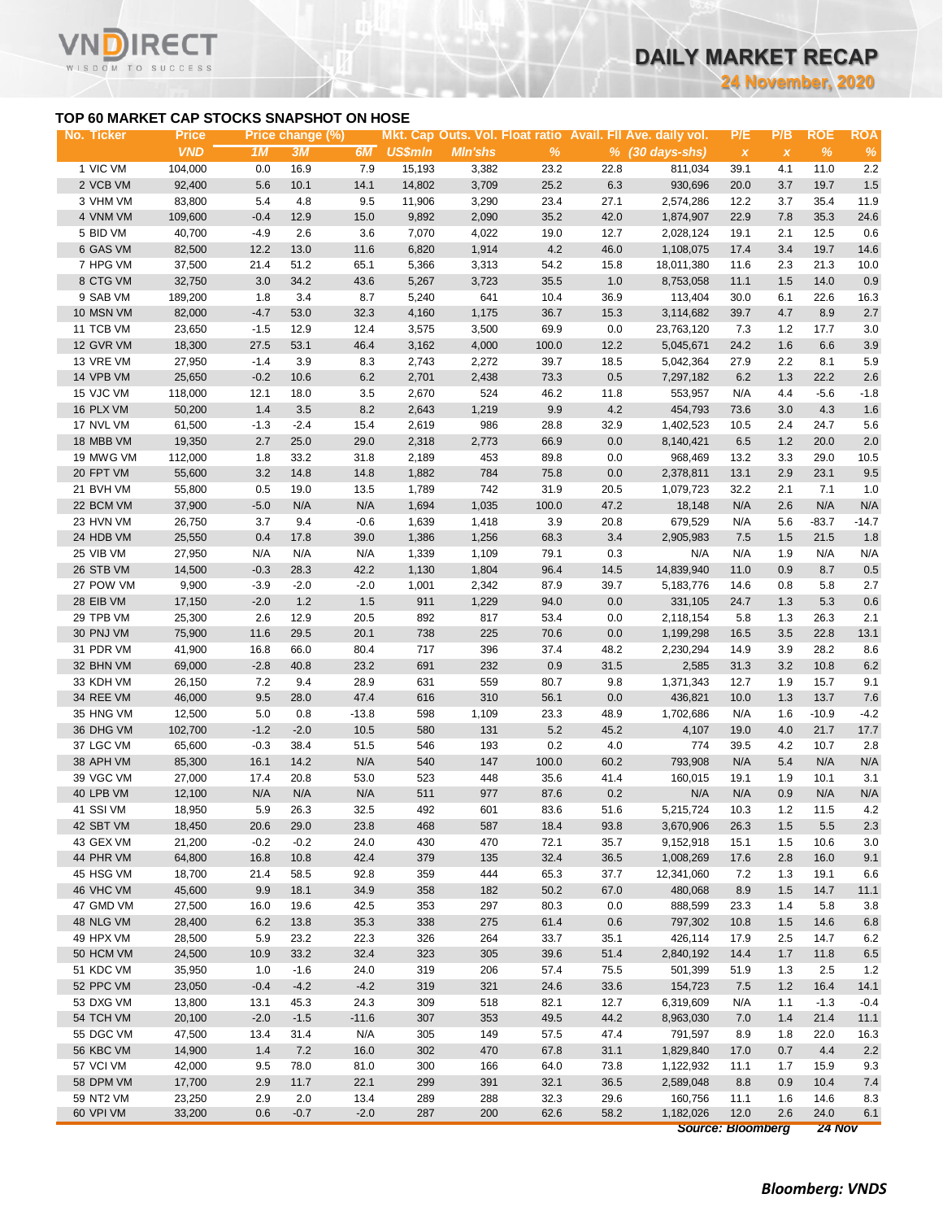## TOP 60 MARKET CAP STOCKS SNAPSHOT ON HOSE

| No. | Ticker | Price | Price change (%) | | | Mkt. Cap | Outs. Vol. | Float ratio | Avail. FII | Ave. daily vol. | P/E | P/B | ROE | ROA |
|---|---|---|---|---|---|---|---|---|---|---|---|---|---|---|
| | | VND | 1M | 3M | 6M | US$mln | Mln'shs | % | % | (30 days-shs) | x | x | % | % |
| 1 | VIC VM | 104,000 | 0.0 | 16.9 | 7.9 | 15,193 | 3,382 | 23.2 | 22.8 | 811,034 | 39.1 | 4.1 | 11.0 | 2.2 |
| 2 | VCB VM | 92,400 | 5.6 | 10.1 | 14.1 | 14,802 | 3,709 | 25.2 | 6.3 | 930,696 | 20.0 | 3.7 | 19.7 | 1.5 |
| 3 | VHM VM | 83,800 | 5.4 | 4.8 | 9.5 | 11,906 | 3,290 | 23.4 | 27.1 | 2,574,286 | 12.2 | 3.7 | 35.4 | 11.9 |
| 4 | VNM VM | 109,600 | -0.4 | 12.9 | 15.0 | 9,892 | 2,090 | 35.2 | 42.0 | 1,874,907 | 22.9 | 7.8 | 35.3 | 24.6 |
| 5 | BID VM | 40,700 | -4.9 | 2.6 | 3.6 | 7,070 | 4,022 | 19.0 | 12.7 | 2,028,124 | 19.1 | 2.1 | 12.5 | 0.6 |
| 6 | GAS VM | 82,500 | 12.2 | 13.0 | 11.6 | 6,820 | 1,914 | 4.2 | 46.0 | 1,108,075 | 17.4 | 3.4 | 19.7 | 14.6 |
| 7 | HPG VM | 37,500 | 21.4 | 51.2 | 65.1 | 5,366 | 3,313 | 54.2 | 15.8 | 18,011,380 | 11.6 | 2.3 | 21.3 | 10.0 |
| 8 | CTG VM | 32,750 | 3.0 | 34.2 | 43.6 | 5,267 | 3,723 | 35.5 | 1.0 | 8,753,058 | 11.1 | 1.5 | 14.0 | 0.9 |
| 9 | SAB VM | 189,200 | 1.8 | 3.4 | 8.7 | 5,240 | 641 | 10.4 | 36.9 | 113,404 | 30.0 | 6.1 | 22.6 | 16.3 |
| 10 | MSN VM | 82,000 | -4.7 | 53.0 | 32.3 | 4,160 | 1,175 | 36.7 | 15.3 | 3,114,682 | 39.7 | 4.7 | 8.9 | 2.7 |
| 11 | TCB VM | 23,650 | -1.5 | 12.9 | 12.4 | 3,575 | 3,500 | 69.9 | 0.0 | 23,763,120 | 7.3 | 1.2 | 17.7 | 3.0 |
| 12 | GVR VM | 18,300 | 27.5 | 53.1 | 46.4 | 3,162 | 4,000 | 100.0 | 12.2 | 5,045,671 | 24.2 | 1.6 | 6.6 | 3.9 |
| 13 | VRE VM | 27,950 | -1.4 | 3.9 | 8.3 | 2,743 | 2,272 | 39.7 | 18.5 | 5,042,364 | 27.9 | 2.2 | 8.1 | 5.9 |
| 14 | VPB VM | 25,650 | -0.2 | 10.6 | 6.2 | 2,701 | 2,438 | 73.3 | 0.5 | 7,297,182 | 6.2 | 1.3 | 22.2 | 2.6 |
| 15 | VJC VM | 118,000 | 12.1 | 18.0 | 3.5 | 2,670 | 524 | 46.2 | 11.8 | 553,957 | N/A | 4.4 | -5.6 | -1.8 |
| 16 | PLX VM | 50,200 | 1.4 | 3.5 | 8.2 | 2,643 | 1,219 | 9.9 | 4.2 | 454,793 | 73.6 | 3.0 | 4.3 | 1.6 |
| 17 | NVL VM | 61,500 | -1.3 | -2.4 | 15.4 | 2,619 | 986 | 28.8 | 32.9 | 1,402,523 | 10.5 | 2.4 | 24.7 | 5.6 |
| 18 | MBB VM | 19,350 | 2.7 | 25.0 | 29.0 | 2,318 | 2,773 | 66.9 | 0.0 | 8,140,421 | 6.5 | 1.2 | 20.0 | 2.0 |
| 19 | MWG VM | 112,000 | 1.8 | 33.2 | 31.8 | 2,189 | 453 | 89.8 | 0.0 | 968,469 | 13.2 | 3.3 | 29.0 | 10.5 |
| 20 | FPT VM | 55,600 | 3.2 | 14.8 | 14.8 | 1,882 | 784 | 75.8 | 0.0 | 2,378,811 | 13.1 | 2.9 | 23.1 | 9.5 |
| 21 | BVH VM | 55,800 | 0.5 | 19.0 | 13.5 | 1,789 | 742 | 31.9 | 20.5 | 1,079,723 | 32.2 | 2.1 | 7.1 | 1.0 |
| 22 | BCM VM | 37,900 | -5.0 | N/A | N/A | 1,694 | 1,035 | 100.0 | 47.2 | 18,148 | N/A | 2.6 | N/A | N/A |
| 23 | HVN VM | 26,750 | 3.7 | 9.4 | -0.6 | 1,639 | 1,418 | 3.9 | 20.8 | 679,529 | N/A | 5.6 | -83.7 | -14.7 |
| 24 | HDB VM | 25,550 | 0.4 | 17.8 | 39.0 | 1,386 | 1,256 | 68.3 | 3.4 | 2,905,983 | 7.5 | 1.5 | 21.5 | 1.8 |
| 25 | VIB VM | 27,950 | N/A | N/A | N/A | 1,339 | 1,109 | 79.1 | 0.3 | N/A | N/A | 1.9 | N/A | N/A |
| 26 | STB VM | 14,500 | -0.3 | 28.3 | 42.2 | 1,130 | 1,804 | 96.4 | 14.5 | 14,839,940 | 11.0 | 0.9 | 8.7 | 0.5 |
| 27 | POW VM | 9,900 | -3.9 | -2.0 | -2.0 | 1,001 | 2,342 | 87.9 | 39.7 | 5,183,776 | 14.6 | 0.8 | 5.8 | 2.7 |
| 28 | EIB VM | 17,150 | -2.0 | 1.2 | 1.5 | 911 | 1,229 | 94.0 | 0.0 | 331,105 | 24.7 | 1.3 | 5.3 | 0.6 |
| 29 | TPB VM | 25,300 | 2.6 | 12.9 | 20.5 | 892 | 817 | 53.4 | 0.0 | 2,118,154 | 5.8 | 1.3 | 26.3 | 2.1 |
| 30 | PNJ VM | 75,900 | 11.6 | 29.5 | 20.1 | 738 | 225 | 70.6 | 0.0 | 1,199,298 | 16.5 | 3.5 | 22.8 | 13.1 |
| 31 | PDR VM | 41,900 | 16.8 | 66.0 | 80.4 | 717 | 396 | 37.4 | 48.2 | 2,230,294 | 14.9 | 3.9 | 28.2 | 8.6 |
| 32 | BHN VM | 69,000 | -2.8 | 40.8 | 23.2 | 691 | 232 | 0.9 | 31.5 | 2,585 | 31.3 | 3.2 | 10.8 | 6.2 |
| 33 | KDH VM | 26,150 | 7.2 | 9.4 | 28.9 | 631 | 559 | 80.7 | 9.8 | 1,371,343 | 12.7 | 1.9 | 15.7 | 9.1 |
| 34 | REE VM | 46,000 | 9.5 | 28.0 | 47.4 | 616 | 310 | 56.1 | 0.0 | 436,821 | 10.0 | 1.3 | 13.7 | 7.6 |
| 35 | HNG VM | 12,500 | 5.0 | 0.8 | -13.8 | 598 | 1,109 | 23.3 | 48.9 | 1,702,686 | N/A | 1.6 | -10.9 | -4.2 |
| 36 | DHG VM | 102,700 | -1.2 | -2.0 | 10.5 | 580 | 131 | 5.2 | 45.2 | 4,107 | 19.0 | 4.0 | 21.7 | 17.7 |
| 37 | LGC VM | 65,600 | -0.3 | 38.4 | 51.5 | 546 | 193 | 0.2 | 4.0 | 774 | 39.5 | 4.2 | 10.7 | 2.8 |
| 38 | APH VM | 85,300 | 16.1 | 14.2 | N/A | 540 | 147 | 100.0 | 60.2 | 793,908 | N/A | 5.4 | N/A | N/A |
| 39 | VGC VM | 27,000 | 17.4 | 20.8 | 53.0 | 523 | 448 | 35.6 | 41.4 | 160,015 | 19.1 | 1.9 | 10.1 | 3.1 |
| 40 | LPB VM | 12,100 | N/A | N/A | N/A | 511 | 977 | 87.6 | 0.2 | N/A | N/A | 0.9 | N/A | N/A |
| 41 | SSI VM | 18,950 | 5.9 | 26.3 | 32.5 | 492 | 601 | 83.6 | 51.6 | 5,215,724 | 10.3 | 1.2 | 11.5 | 4.2 |
| 42 | SBT VM | 18,450 | 20.6 | 29.0 | 23.8 | 468 | 587 | 18.4 | 93.8 | 3,670,906 | 26.3 | 1.5 | 5.5 | 2.3 |
| 43 | GEX VM | 21,200 | -0.2 | -0.2 | 24.0 | 430 | 470 | 72.1 | 35.7 | 9,152,918 | 15.1 | 1.5 | 10.6 | 3.0 |
| 44 | PHR VM | 64,800 | 16.8 | 10.8 | 42.4 | 379 | 135 | 32.4 | 36.5 | 1,008,269 | 17.6 | 2.8 | 16.0 | 9.1 |
| 45 | HSG VM | 18,700 | 21.4 | 58.5 | 92.8 | 359 | 444 | 65.3 | 37.7 | 12,341,060 | 7.2 | 1.3 | 19.1 | 6.6 |
| 46 | VHC VM | 45,600 | 9.9 | 18.1 | 34.9 | 358 | 182 | 50.2 | 67.0 | 480,068 | 8.9 | 1.5 | 14.7 | 11.1 |
| 47 | GMD VM | 27,500 | 16.0 | 19.6 | 42.5 | 353 | 297 | 80.3 | 0.0 | 888,599 | 23.3 | 1.4 | 5.8 | 3.8 |
| 48 | NLG VM | 28,400 | 6.2 | 13.8 | 35.3 | 338 | 275 | 61.4 | 0.6 | 797,302 | 10.8 | 1.5 | 14.6 | 6.8 |
| 49 | HPX VM | 28,500 | 5.9 | 23.2 | 22.3 | 326 | 264 | 33.7 | 35.1 | 426,114 | 17.9 | 2.5 | 14.7 | 6.2 |
| 50 | HCM VM | 24,500 | 10.9 | 33.2 | 32.4 | 323 | 305 | 39.6 | 51.4 | 2,840,192 | 14.4 | 1.7 | 11.8 | 6.5 |
| 51 | KDC VM | 35,950 | 1.0 | -1.6 | 24.0 | 319 | 206 | 57.4 | 75.5 | 501,399 | 51.9 | 1.3 | 2.5 | 1.2 |
| 52 | PPC VM | 23,050 | -0.4 | -4.2 | -4.2 | 319 | 321 | 24.6 | 33.6 | 154,723 | 7.5 | 1.2 | 16.4 | 14.1 |
| 53 | DXG VM | 13,800 | 13.1 | 45.3 | 24.3 | 309 | 518 | 82.1 | 12.7 | 6,319,609 | N/A | 1.1 | -1.3 | -0.4 |
| 54 | TCH VM | 20,100 | -2.0 | -1.5 | -11.6 | 307 | 353 | 49.5 | 44.2 | 8,963,030 | 7.0 | 1.4 | 21.4 | 11.1 |
| 55 | DGC VM | 47,500 | 13.4 | 31.4 | N/A | 305 | 149 | 57.5 | 47.4 | 791,597 | 8.9 | 1.8 | 22.0 | 16.3 |
| 56 | KBC VM | 14,900 | 1.4 | 7.2 | 16.0 | 302 | 470 | 67.8 | 31.1 | 1,829,840 | 17.0 | 0.7 | 4.4 | 2.2 |
| 57 | VCI VM | 42,000 | 9.5 | 78.0 | 81.0 | 300 | 166 | 64.0 | 73.8 | 1,122,932 | 11.1 | 1.7 | 15.9 | 9.3 |
| 58 | DPM VM | 17,700 | 2.9 | 11.7 | 22.1 | 299 | 391 | 32.1 | 36.5 | 2,589,048 | 8.8 | 0.9 | 10.4 | 7.4 |
| 59 | NT2 VM | 23,250 | 2.9 | 2.0 | 13.4 | 289 | 288 | 32.3 | 29.6 | 160,756 | 11.1 | 1.6 | 14.6 | 8.3 |
| 60 | VPI VM | 33,200 | 0.6 | -0.7 | -2.0 | 287 | 200 | 62.6 | 58.2 | 1,182,026 | 12.0 | 2.6 | 24.0 | 6.1 |

*Source: Bloomberg 24 Nov*

***Bloomberg: VNDS***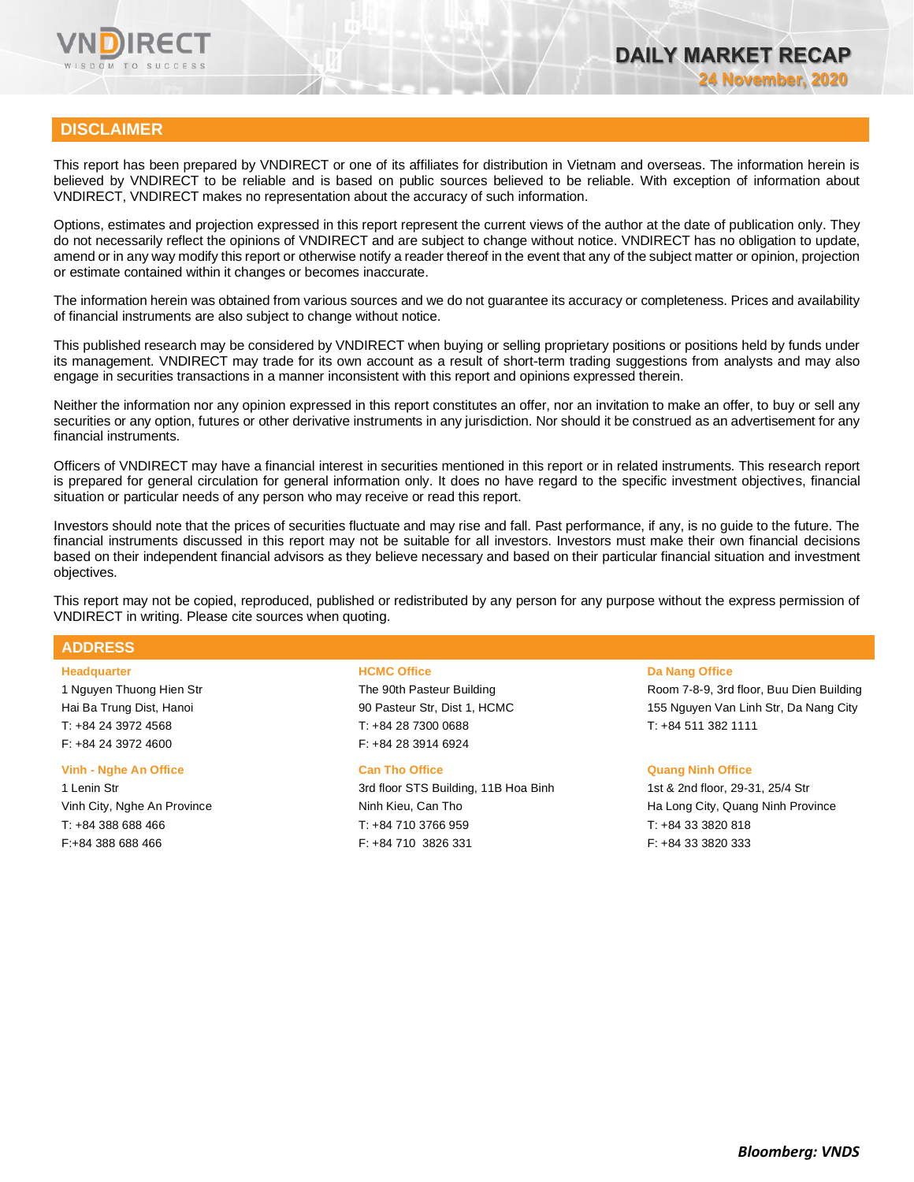# DISCLAIMER

This report has been prepared by VNDIRECT or one of its affiliates for distribution in Vietnam and overseas. The information herein is believed by VNDIRECT to be reliable and is based on public sources believed to be reliable. With exception of information about VNDIRECT, VNDIRECT makes no representation about the accuracy of such information.

Options, estimates and projection expressed in this report represent the current views of the author at the date of publication only. They do not necessarily reflect the opinions of VNDIRECT and are subject to change without notice. VNDIRECT has no obligation to update, amend or in any way modify this report or otherwise notify a reader thereof in the event that any of the subject matter or opinion, projection or estimate contained within it changes or becomes inaccurate.

The information herein was obtained from various sources and we do not guarantee its accuracy or completeness. Prices and availability of financial instruments are also subject to change without notice.

This published research may be considered by VNDIRECT when buying or selling proprietary positions or positions held by funds under its management. VNDIRECT may trade for its own account as a result of short-term trading suggestions from analysts and may also engage in securities transactions in a manner inconsistent with this report and opinions expressed therein.

Neither the information nor any opinion expressed in this report constitutes an offer, nor an invitation to make an offer, to buy or sell any securities or any option, futures or other derivative instruments in any jurisdiction. Nor should it be construed as an advertisement for any financial instruments.

Officers of VNDIRECT may have a financial interest in securities mentioned in this report or in related instruments. This research report is prepared for general circulation for general information only. It does no have regard to the specific investment objectives, financial situation or particular needs of any person who may receive or read this report.

Investors should note that the prices of securities fluctuate and may rise and fall. Past performance, if any, is no guide to the future. The financial instruments discussed in this report may not be suitable for all investors. Investors must make their own financial decisions based on their independent financial advisors as they believe necessary and based on their particular financial situation and investment objectives.

This report may not be copied, reproduced, published or redistributed by any person for any purpose without the express permission of VNDIRECT in writing. Please cite sources when quoting.

# ADDRESS

**Headquarter**
1 Nguyen Thuong Hien Str
Hai Ba Trung Dist, Hanoi
T: +84 24 3972 4568
F: +84 24 3972 4600

**HCMC Office**
The 90th Pasteur Building
90 Pasteur Str, Dist 1, HCMC
T: +84 28 7300 0688
F: +84 28 3914 6924

**Da Nang Office**
Room 7-8-9, 3rd floor, Buu Dien Building
155 Nguyen Van Linh Str, Da Nang City
T: +84 511 382 1111

**Vinh - Nghe An Office**
1 Lenin Str
Vinh City, Nghe An Province
T: +84 388 688 466
F:+84 388 688 466

**Can Tho Office**
3rd floor STS Building, 11B Hoa Binh
Ninh Kieu, Can Tho
T: +84 710 3766 959
F: +84 710 3826 331

**Quang Ninh Office**
1st & 2nd floor, 29-31, 25/4 Str
Ha Long City, Quang Ninh Province
T: +84 33 3820 818
F: +84 33 3820 333

***Bloomberg: VNDS***